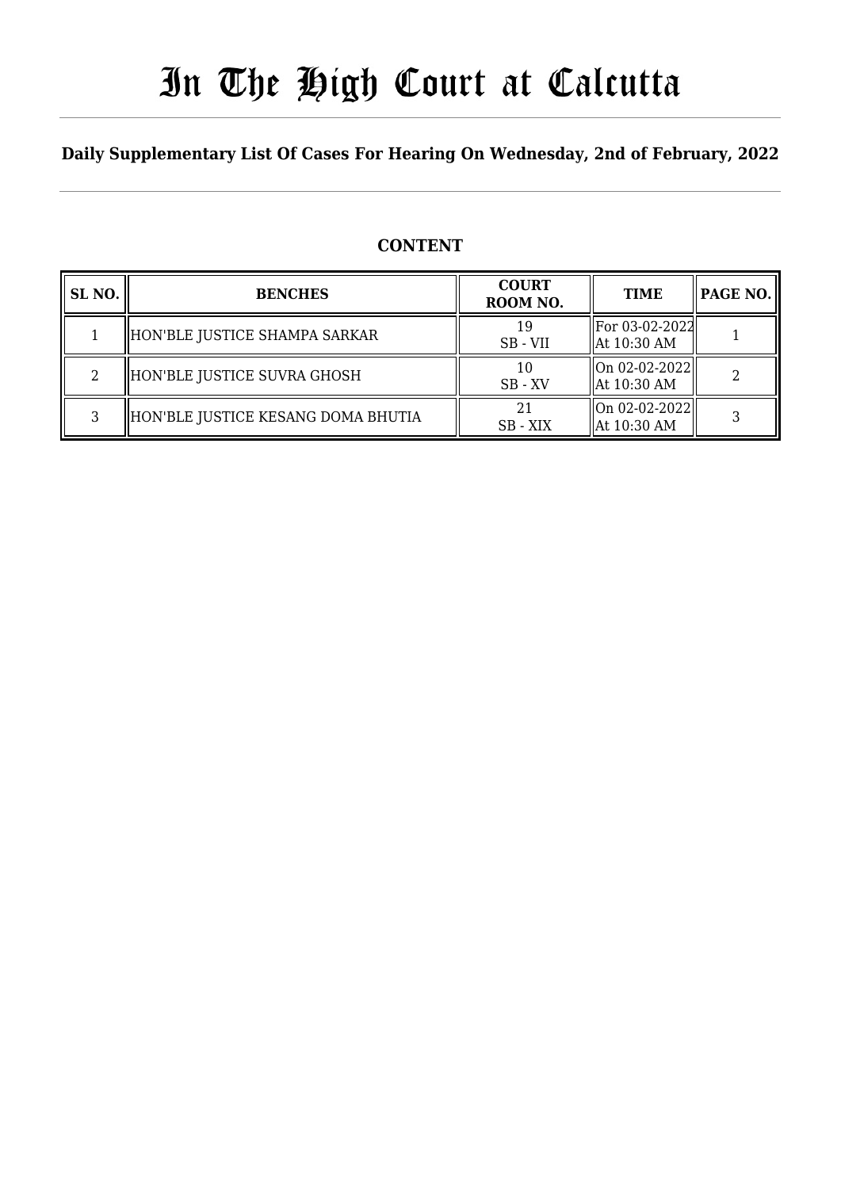# In The High Court at Calcutta

**Daily Supplementary List Of Cases For Hearing On Wednesday, 2nd of February, 2022**

## CONTENT

| SL NO. | BENCHES | COURT ROOM NO. | TIME | PAGE NO. |
|---|---|---|---|---|
| 1 | HON'BLE JUSTICE SHAMPA SARKAR | 19<br>SB - VII | For 03-02-2022<br>At 10:30 AM | 1 |
| 2 | HON'BLE JUSTICE SUVRA GHOSH | 10<br>SB - XV | On 02-02-2022<br>At 10:30 AM | 2 |
| 3 | HON'BLE JUSTICE KESANG DOMA BHUTIA | 21<br>SB - XIX | On 02-02-2022<br>At 10:30 AM | 3 |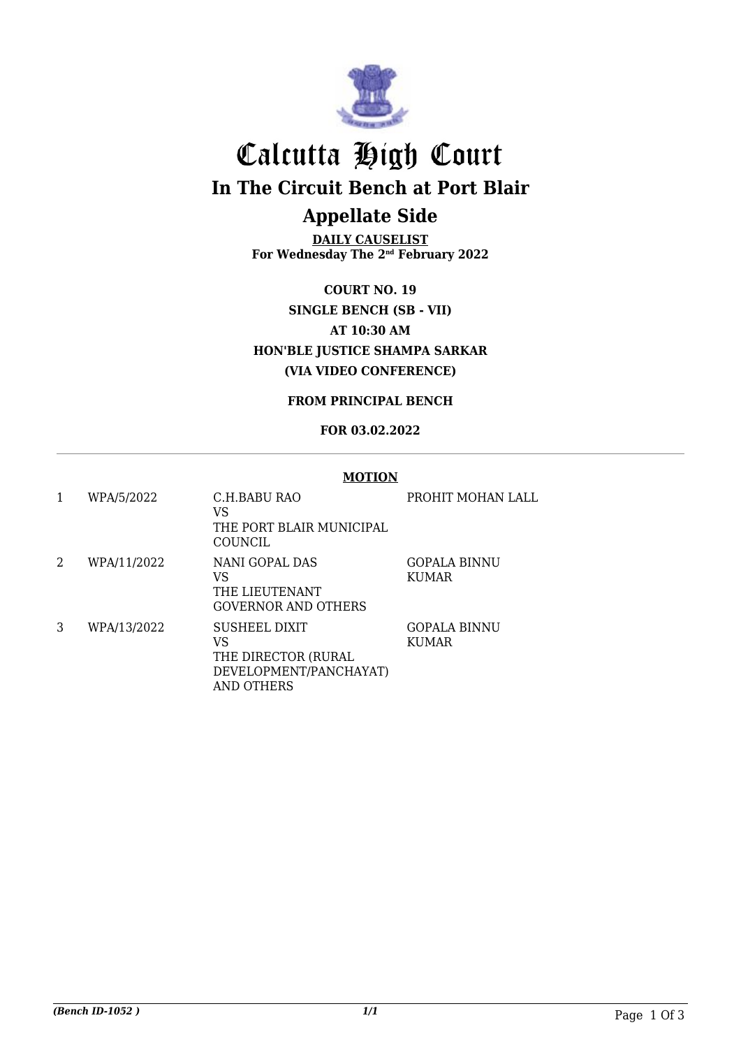# Calcutta High Court

## In The Circuit Bench at Port Blair

## Appellate Side

**DAILY CAUSELIST**
**For Wednesday The 2nd February 2022**

**COURT NO. 19**
**SINGLE BENCH (SB - VII)**
**AT 10:30 AM**
**HON'BLE JUSTICE SHAMPA SARKAR**
**(VIA VIDEO CONFERENCE)**

**FROM PRINCIPAL BENCH**

**FOR 03.02.2022**

**MOTION**

| | | | |
|---|---|---|---|
| 1 | WPA/5/2022 | C.H.BABU RAO<br>VS<br>THE PORT BLAIR MUNICIPAL COUNCIL | PROHIT MOHAN LALL |
| 2 | WPA/11/2022 | NANI GOPAL DAS<br>VS<br>THE LIEUTENANT GOVERNOR AND OTHERS | GOPALA BINNU KUMAR |
| 3 | WPA/13/2022 | SUSHEEL DIXIT<br>VS<br>THE DIRECTOR (RURAL DEVELOPMENT/PANCHAYAT) AND OTHERS | GOPALA BINNU KUMAR |

*(Bench ID-1052 )* *1/1*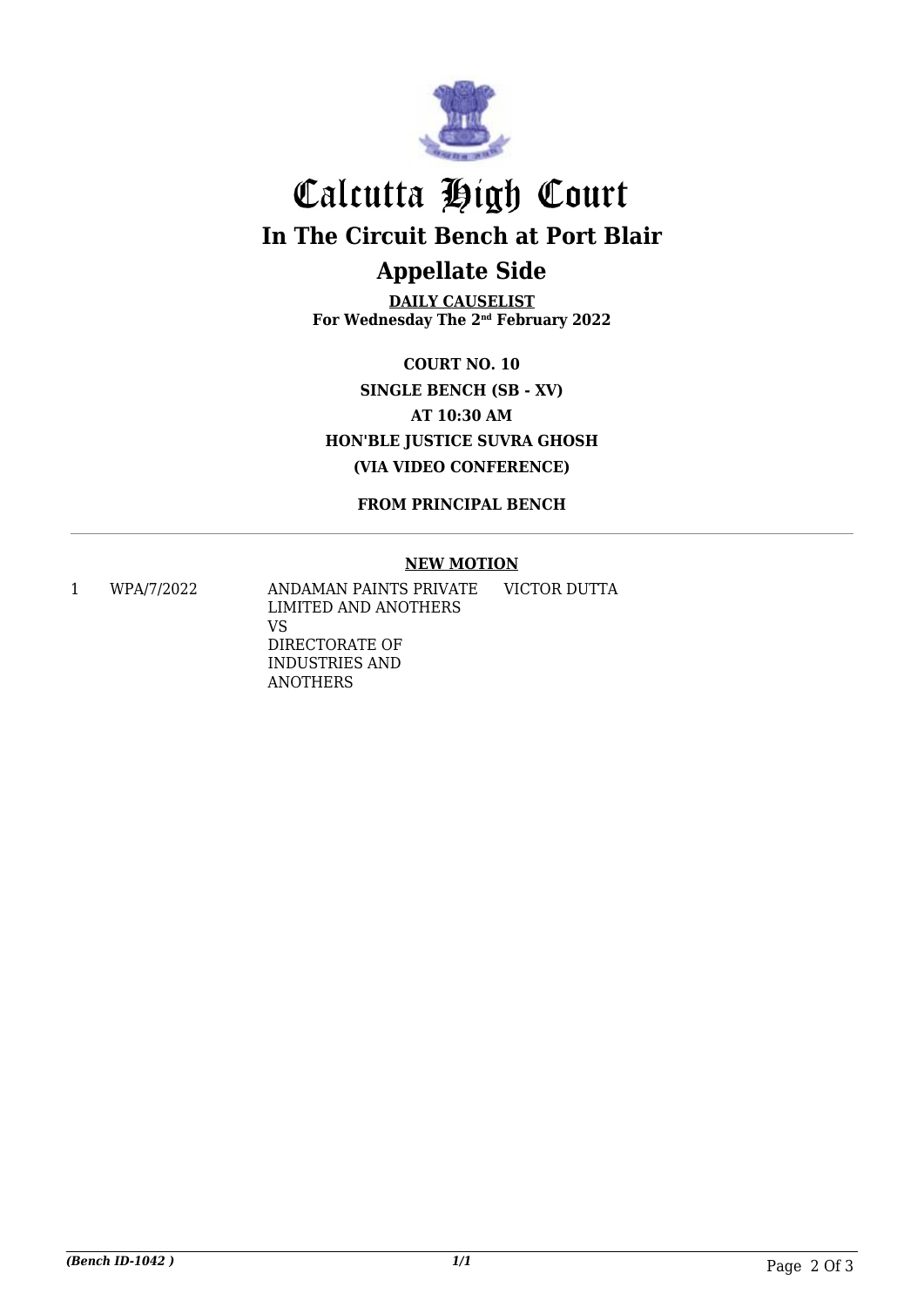# Calcutta High Court

## In The Circuit Bench at Port Blair

## Appellate Side

**DAILY CAUSELIST**
**For Wednesday The 2nd February 2022**

**COURT NO. 10**
**SINGLE BENCH (SB - XV)**
**AT 10:30 AM**
**HON'BLE JUSTICE SUVRA GHOSH**
**(VIA VIDEO CONFERENCE)**

**FROM PRINCIPAL BENCH**

---

**NEW MOTION**

| | | | |
|---|---|---|---|
| 1 | WPA/7/2022 | ANDAMAN PAINTS PRIVATE LIMITED AND ANOTHERS VS DIRECTORATE OF INDUSTRIES AND ANOTHERS | VICTOR DUTTA |

*(Bench ID-1042 )* *1/1*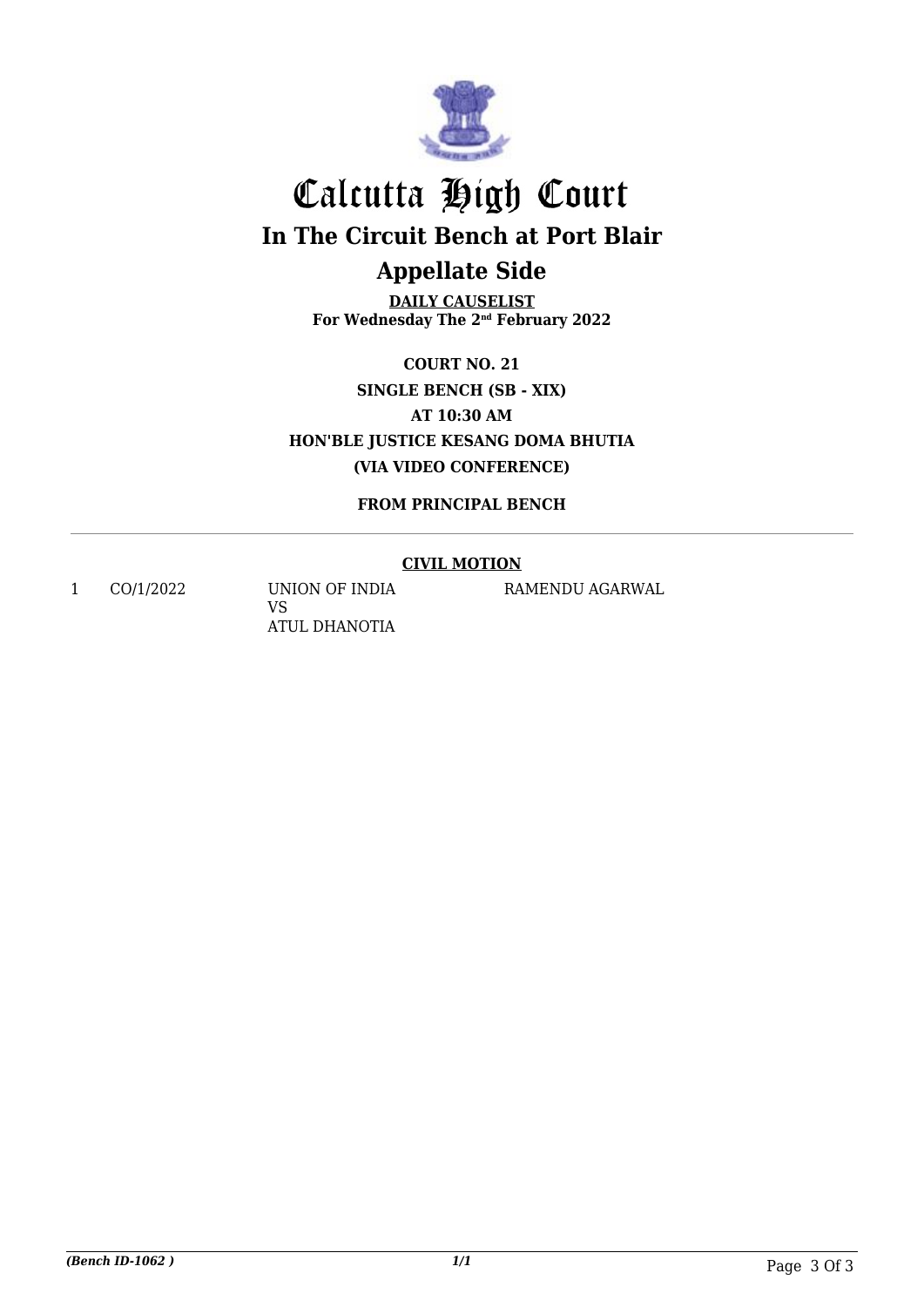# Calcutta High Court

## In The Circuit Bench at Port Blair

## Appellate Side

**DAILY CAUSELIST**
**For Wednesday The 2nd February 2022**

**COURT NO. 21**
**SINGLE BENCH (SB - XIX)**
**AT 10:30 AM**
**HON'BLE JUSTICE KESANG DOMA BHUTIA**
**(VIA VIDEO CONFERENCE)**

**FROM PRINCIPAL BENCH**

**CIVIL MOTION**

| | | | |
|---|---|---|---|
| 1 | CO/1/2022 | UNION OF INDIA<br>VS<br>ATUL DHANOTIA | RAMENDU AGARWAL |

*(Bench ID-1062 )* *1/1*